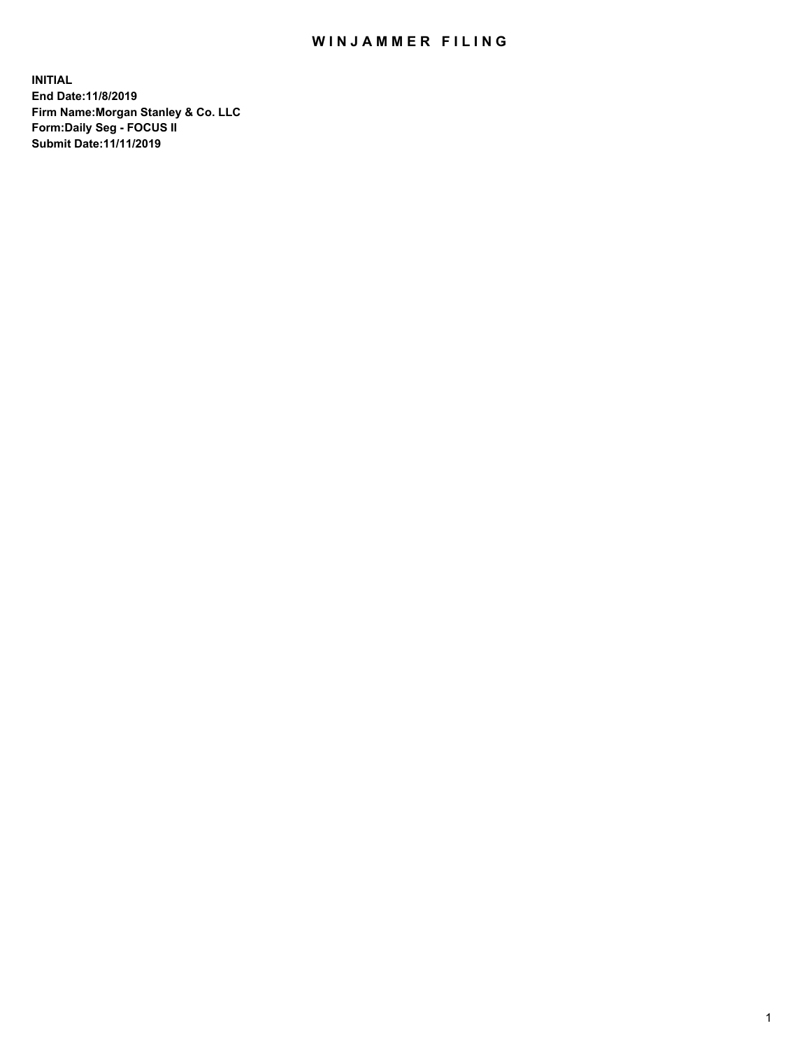# WINJAMMER FILING

**INITIAL**
**End Date:11/8/2019**
**Firm Name:Morgan Stanley & Co. LLC**
**Form:Daily Seg - FOCUS II**
**Submit Date:11/11/2019**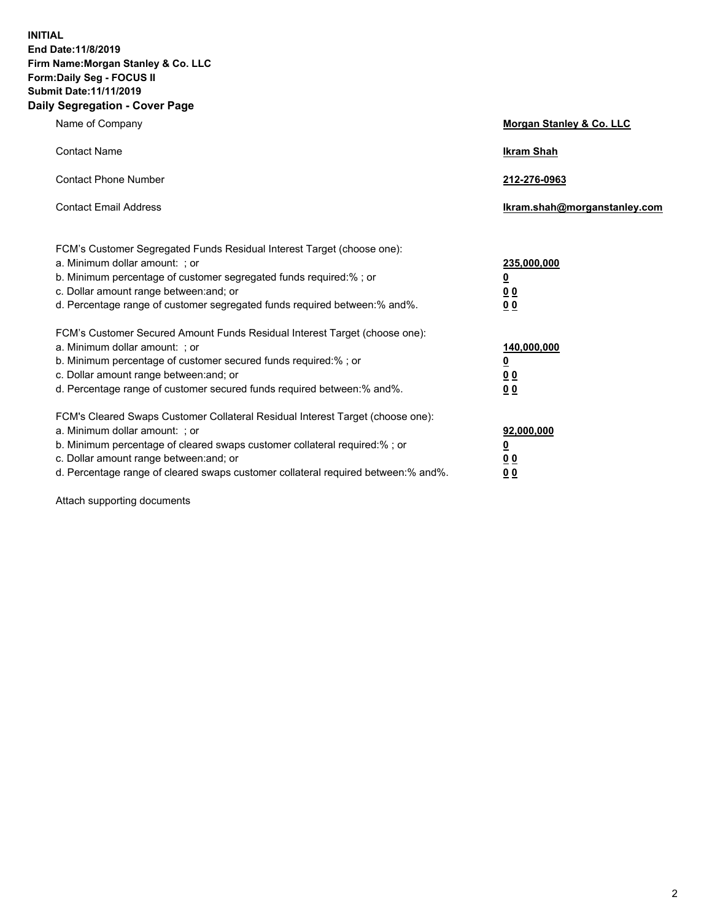**INITIAL**
**End Date:11/8/2019**
**Firm Name:Morgan Stanley & Co. LLC**
**Form:Daily Seg - FOCUS II**
**Submit Date:11/11/2019**

## Daily Segregation - Cover Page

| | |
|---|---|
| Name of Company | **Morgan Stanley & Co. LLC** |
| Contact Name | **Ikram Shah** |
| Contact Phone Number | **212-276-0963** |
| Contact Email Address | **Ikram.shah@morganstanley.com** |

| | |
|---|---|
| FCM's Customer Segregated Funds Residual Interest Target (choose one): | |
| a. Minimum dollar amount: ; or | **235,000,000** |
| b. Minimum percentage of customer segregated funds required:% ; or | **0** |
| c. Dollar amount range between:and; or | **0 0** |
| d. Percentage range of customer segregated funds required between:% and%. | **0 0** |
| FCM's Customer Secured Amount Funds Residual Interest Target (choose one): | |
| a. Minimum dollar amount: ; or | **140,000,000** |
| b. Minimum percentage of customer secured funds required:% ; or | **0** |
| c. Dollar amount range between:and; or | **0 0** |
| d. Percentage range of customer secured funds required between:% and%. | **0 0** |
| FCM's Cleared Swaps Customer Collateral Residual Interest Target (choose one): | |
| a. Minimum dollar amount: ; or | **92,000,000** |
| b. Minimum percentage of cleared swaps customer collateral required:% ; or | **0** |
| c. Dollar amount range between:and; or | **0 0** |
| d. Percentage range of cleared swaps customer collateral required between:% and%. | **0 0** |

Attach supporting documents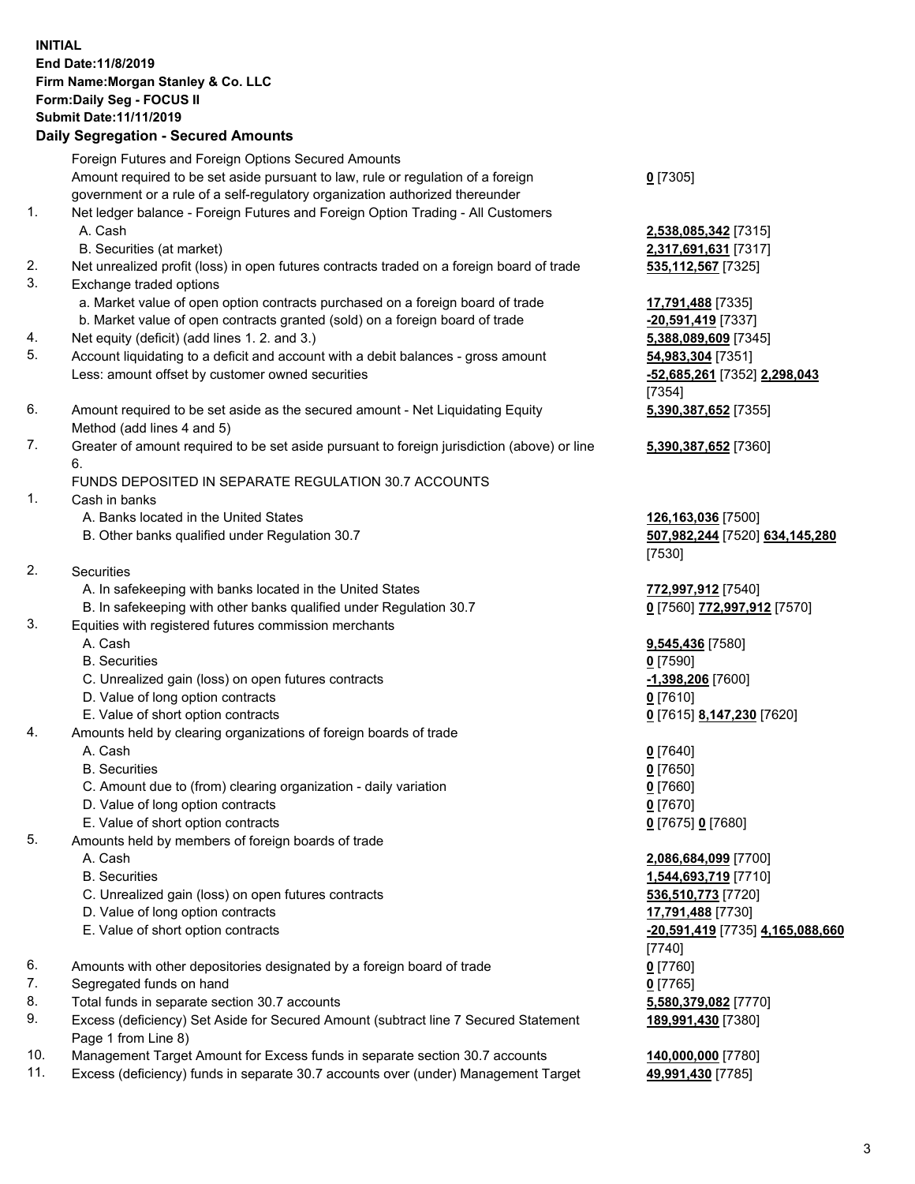**INITIAL**
**End Date:11/8/2019**
**Firm Name:Morgan Stanley & Co. LLC**
**Form:Daily Seg - FOCUS II**
**Submit Date:11/11/2019**

## Daily Segregation - Secured Amounts

| | | |
|---|---|---|
| | Foreign Futures and Foreign Options Secured Amounts | |
| | Amount required to be set aside pursuant to law, rule or regulation of a foreign government or a rule of a self-regulatory organization authorized thereunder | **0** [7305] |
| 1. | Net ledger balance - Foreign Futures and Foreign Option Trading - All Customers | |
| | A. Cash | **2,538,085,342** [7315] |
| | B. Securities (at market) | **2,317,691,631** [7317] |
| 2. | Net unrealized profit (loss) in open futures contracts traded on a foreign board of trade | **535,112,567** [7325] |
| 3. | Exchange traded options | |
| | a. Market value of open option contracts purchased on a foreign board of trade | **17,791,488** [7335] |
| | b. Market value of open contracts granted (sold) on a foreign board of trade | **-20,591,419** [7337] |
| 4. | Net equity (deficit) (add lines 1. 2. and 3.) | **5,388,089,609** [7345] |
| 5. | Account liquidating to a deficit and account with a debit balances - gross amount | **54,983,304** [7351] |
| | Less: amount offset by customer owned securities | **-52,685,261** [7352] **2,298,043** [7354] |
| 6. | Amount required to be set aside as the secured amount - Net Liquidating Equity Method (add lines 4 and 5) | **5,390,387,652** [7355] |
| 7. | Greater of amount required to be set aside pursuant to foreign jurisdiction (above) or line 6. | **5,390,387,652** [7360] |
| | FUNDS DEPOSITED IN SEPARATE REGULATION 30.7 ACCOUNTS | |
| 1. | Cash in banks | |
| | A. Banks located in the United States | **126,163,036** [7500] |
| | B. Other banks qualified under Regulation 30.7 | **507,982,244** [7520] **634,145,280** [7530] |
| 2. | Securities | |
| | A. In safekeeping with banks located in the United States | **772,997,912** [7540] |
| | B. In safekeeping with other banks qualified under Regulation 30.7 | **0** [7560] **772,997,912** [7570] |
| 3. | Equities with registered futures commission merchants | |
| | A. Cash | **9,545,436** [7580] |
| | B. Securities | **0** [7590] |
| | C. Unrealized gain (loss) on open futures contracts | **-1,398,206** [7600] |
| | D. Value of long option contracts | **0** [7610] |
| | E. Value of short option contracts | **0** [7615] **8,147,230** [7620] |
| 4. | Amounts held by clearing organizations of foreign boards of trade | |
| | A. Cash | **0** [7640] |
| | B. Securities | **0** [7650] |
| | C. Amount due to (from) clearing organization - daily variation | **0** [7660] |
| | D. Value of long option contracts | **0** [7670] |
| | E. Value of short option contracts | **0** [7675] **0** [7680] |
| 5. | Amounts held by members of foreign boards of trade | |
| | A. Cash | **2,086,684,099** [7700] |
| | B. Securities | **1,544,693,719** [7710] |
| | C. Unrealized gain (loss) on open futures contracts | **536,510,773** [7720] |
| | D. Value of long option contracts | **17,791,488** [7730] |
| | E. Value of short option contracts | **-20,591,419** [7735] **4,165,088,660** [7740] |
| 6. | Amounts with other depositories designated by a foreign board of trade | **0** [7760] |
| 7. | Segregated funds on hand | **0** [7765] |
| 8. | Total funds in separate section 30.7 accounts | **5,580,379,082** [7770] |
| 9. | Excess (deficiency) Set Aside for Secured Amount (subtract line 7 Secured Statement Page 1 from Line 8) | **189,991,430** [7380] |
| 10. | Management Target Amount for Excess funds in separate section 30.7 accounts | **140,000,000** [7780] |
| 11. | Excess (deficiency) funds in separate 30.7 accounts over (under) Management Target | **49,991,430** [7785] |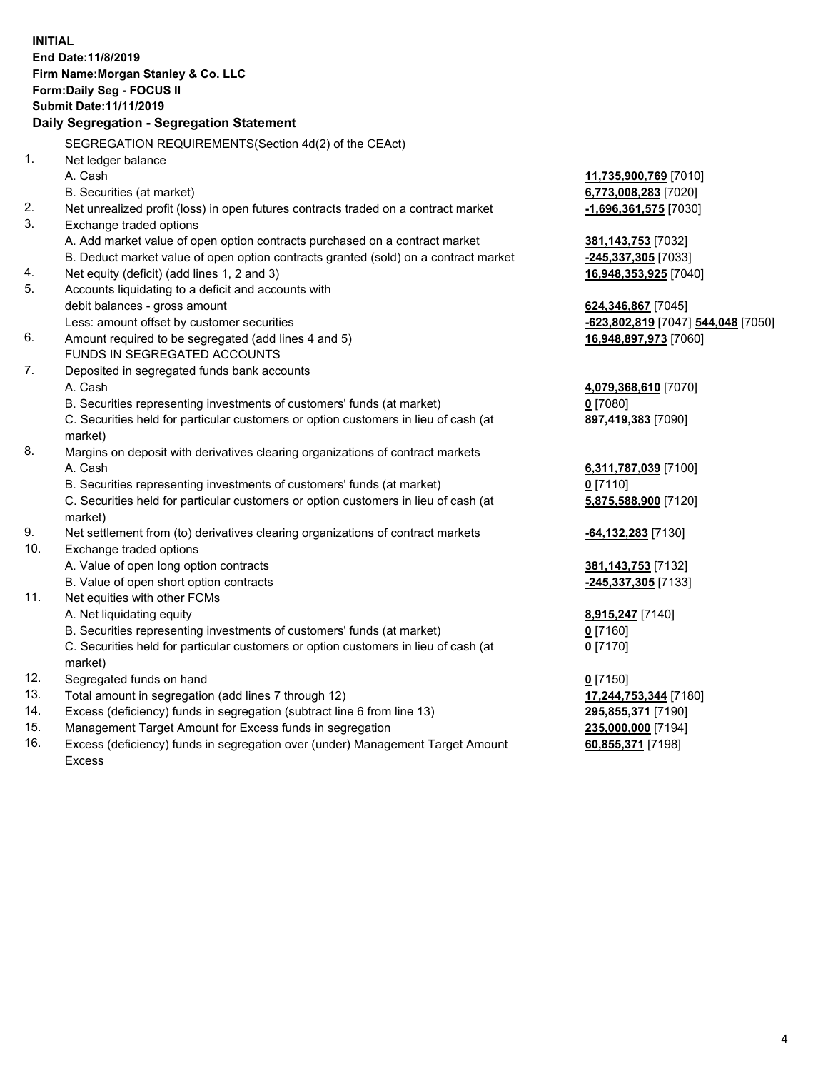**INITIAL**
**End Date:11/8/2019**
**Firm Name:Morgan Stanley & Co. LLC**
**Form:Daily Seg - FOCUS II**
**Submit Date:11/11/2019**

**Daily Segregation - Segregation Statement**

SEGREGATION REQUIREMENTS(Section 4d(2) of the CEAct)

| | | |
|---|---|---|
| 1. | Net ledger balance | |
| | A. Cash | **11,735,900,769** [7010] |
| | B. Securities (at market) | **6,773,008,283** [7020] |
| 2. | Net unrealized profit (loss) in open futures contracts traded on a contract market | **-1,696,361,575** [7030] |
| 3. | Exchange traded options | |
| | A. Add market value of open option contracts purchased on a contract market | **381,143,753** [7032] |
| | B. Deduct market value of open option contracts granted (sold) on a contract market | **-245,337,305** [7033] |
| 4. | Net equity (deficit) (add lines 1, 2 and 3) | **16,948,353,925** [7040] |
| 5. | Accounts liquidating to a deficit and accounts with debit balances - gross amount | **624,346,867** [7045] |
| | Less: amount offset by customer securities | **-623,802,819** [7047] **544,048** [7050] |
| 6. | Amount required to be segregated (add lines 4 and 5) | **16,948,897,973** [7060] |
| | FUNDS IN SEGREGATED ACCOUNTS | |
| 7. | Deposited in segregated funds bank accounts | |
| | A. Cash | **4,079,368,610** [7070] |
| | B. Securities representing investments of customers' funds (at market) | **0** [7080] |
| | C. Securities held for particular customers or option customers in lieu of cash (at market) | **897,419,383** [7090] |
| 8. | Margins on deposit with derivatives clearing organizations of contract markets | |
| | A. Cash | **6,311,787,039** [7100] |
| | B. Securities representing investments of customers' funds (at market) | **0** [7110] |
| | C. Securities held for particular customers or option customers in lieu of cash (at market) | **5,875,588,900** [7120] |
| 9. | Net settlement from (to) derivatives clearing organizations of contract markets | **-64,132,283** [7130] |
| 10. | Exchange traded options | |
| | A. Value of open long option contracts | **381,143,753** [7132] |
| | B. Value of open short option contracts | **-245,337,305** [7133] |
| 11. | Net equities with other FCMs | |
| | A. Net liquidating equity | **8,915,247** [7140] |
| | B. Securities representing investments of customers' funds (at market) | **0** [7160] |
| | C. Securities held for particular customers or option customers in lieu of cash (at market) | **0** [7170] |
| 12. | Segregated funds on hand | **0** [7150] |
| 13. | Total amount in segregation (add lines 7 through 12) | **17,244,753,344** [7180] |
| 14. | Excess (deficiency) funds in segregation (subtract line 6 from line 13) | **295,855,371** [7190] |
| 15. | Management Target Amount for Excess funds in segregation | **235,000,000** [7194] |
| 16. | Excess (deficiency) funds in segregation over (under) Management Target Amount Excess | **60,855,371** [7198] |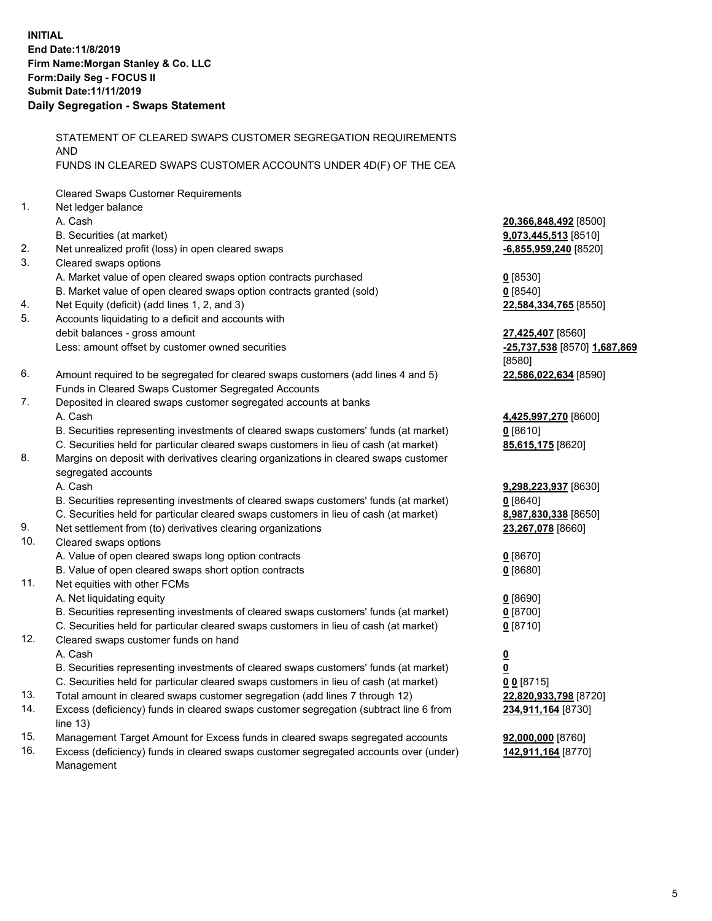**INITIAL**
**End Date:11/8/2019**
**Firm Name:Morgan Stanley & Co. LLC**
**Form:Daily Seg - FOCUS II**
**Submit Date:11/11/2019**
**Daily Segregation - Swaps Statement**

STATEMENT OF CLEARED SWAPS CUSTOMER SEGREGATION REQUIREMENTS AND FUNDS IN CLEARED SWAPS CUSTOMER ACCOUNTS UNDER 4D(F) OF THE CEA

| | | |
|---|---|---|
| | Cleared Swaps Customer Requirements | |
| 1. | Net ledger balance | |
| | A. Cash | **20,366,848,492** [8500] |
| | B. Securities (at market) | **9,073,445,513** [8510] |
| 2. | Net unrealized profit (loss) in open cleared swaps | **-6,855,959,240** [8520] |
| 3. | Cleared swaps options | |
| | A. Market value of open cleared swaps option contracts purchased | **0** [8530] |
| | B. Market value of open cleared swaps option contracts granted (sold) | **0** [8540] |
| 4. | Net Equity (deficit) (add lines 1, 2, and 3) | **22,584,334,765** [8550] |
| 5. | Accounts liquidating to a deficit and accounts with debit balances - gross amount | **27,425,407** [8560] |
| | Less: amount offset by customer owned securities | **-25,737,538** [8570] **1,687,869** [8580] |
| 6. | Amount required to be segregated for cleared swaps customers (add lines 4 and 5) | **22,586,022,634** [8590] |
| | Funds in Cleared Swaps Customer Segregated Accounts | |
| 7. | Deposited in cleared swaps customer segregated accounts at banks | |
| | A. Cash | **4,425,997,270** [8600] |
| | B. Securities representing investments of cleared swaps customers' funds (at market) | **0** [8610] |
| | C. Securities held for particular cleared swaps customers in lieu of cash (at market) | **85,615,175** [8620] |
| 8. | Margins on deposit with derivatives clearing organizations in cleared swaps customer segregated accounts | |
| | A. Cash | **9,298,223,937** [8630] |
| | B. Securities representing investments of cleared swaps customers' funds (at market) | **0** [8640] |
| | C. Securities held for particular cleared swaps customers in lieu of cash (at market) | **8,987,830,338** [8650] |
| 9. | Net settlement from (to) derivatives clearing organizations | **23,267,078** [8660] |
| 10. | Cleared swaps options | |
| | A. Value of open cleared swaps long option contracts | **0** [8670] |
| | B. Value of open cleared swaps short option contracts | **0** [8680] |
| 11. | Net equities with other FCMs | |
| | A. Net liquidating equity | **0** [8690] |
| | B. Securities representing investments of cleared swaps customers' funds (at market) | **0** [8700] |
| | C. Securities held for particular cleared swaps customers in lieu of cash (at market) | **0** [8710] |
| 12. | Cleared swaps customer funds on hand | |
| | A. Cash | **0** |
| | B. Securities representing investments of cleared swaps customers' funds (at market) | **0** |
| | C. Securities held for particular cleared swaps customers in lieu of cash (at market) | **0** **0** [8715] |
| 13. | Total amount in cleared swaps customer segregation (add lines 7 through 12) | **22,820,933,798** [8720] |
| 14. | Excess (deficiency) funds in cleared swaps customer segregation (subtract line 6 from line 13) | **234,911,164** [8730] |
| 15. | Management Target Amount for Excess funds in cleared swaps segregated accounts | **92,000,000** [8760] |
| 16. | Excess (deficiency) funds in cleared swaps customer segregated accounts over (under) Management | **142,911,164** [8770] |